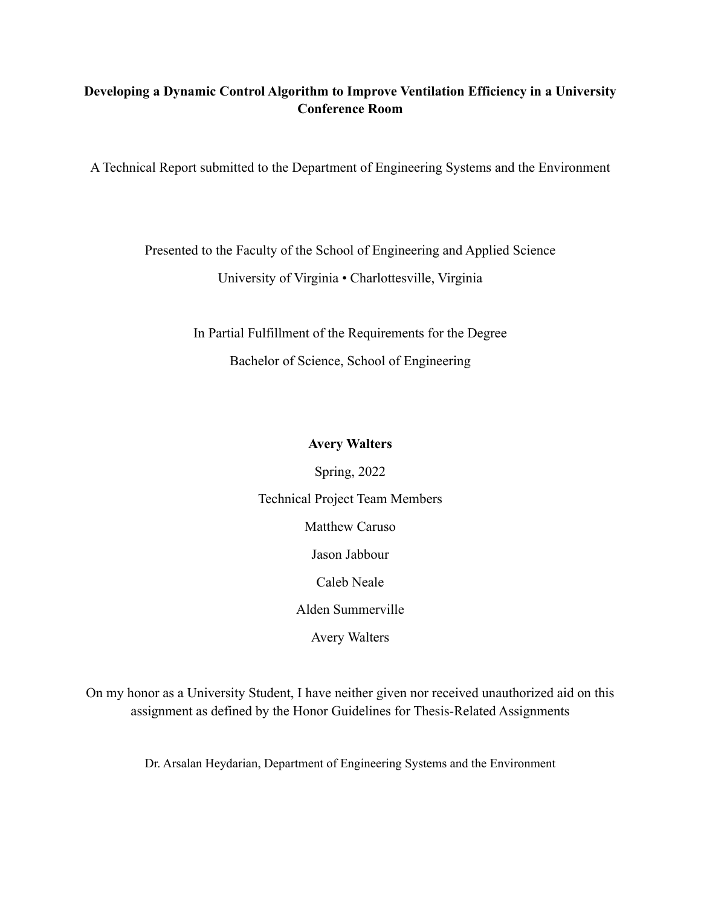**Developing a Dynamic Control Algorithm to Improve Ventilation Efficiency in a University Conference Room**

A Technical Report submitted to the Department of Engineering Systems and the Environment

Presented to the Faculty of the School of Engineering and Applied Science

University of Virginia • Charlottesville, Virginia

In Partial Fulfillment of the Requirements for the Degree

Bachelor of Science, School of Engineering

**Avery Walters**

Spring, 2022

Technical Project Team Members

Matthew Caruso

Jason Jabbour

Caleb Neale

Alden Summerville

Avery Walters

On my honor as a University Student, I have neither given nor received unauthorized aid on this assignment as defined by the Honor Guidelines for Thesis-Related Assignments

Dr. Arsalan Heydarian, Department of Engineering Systems and the Environment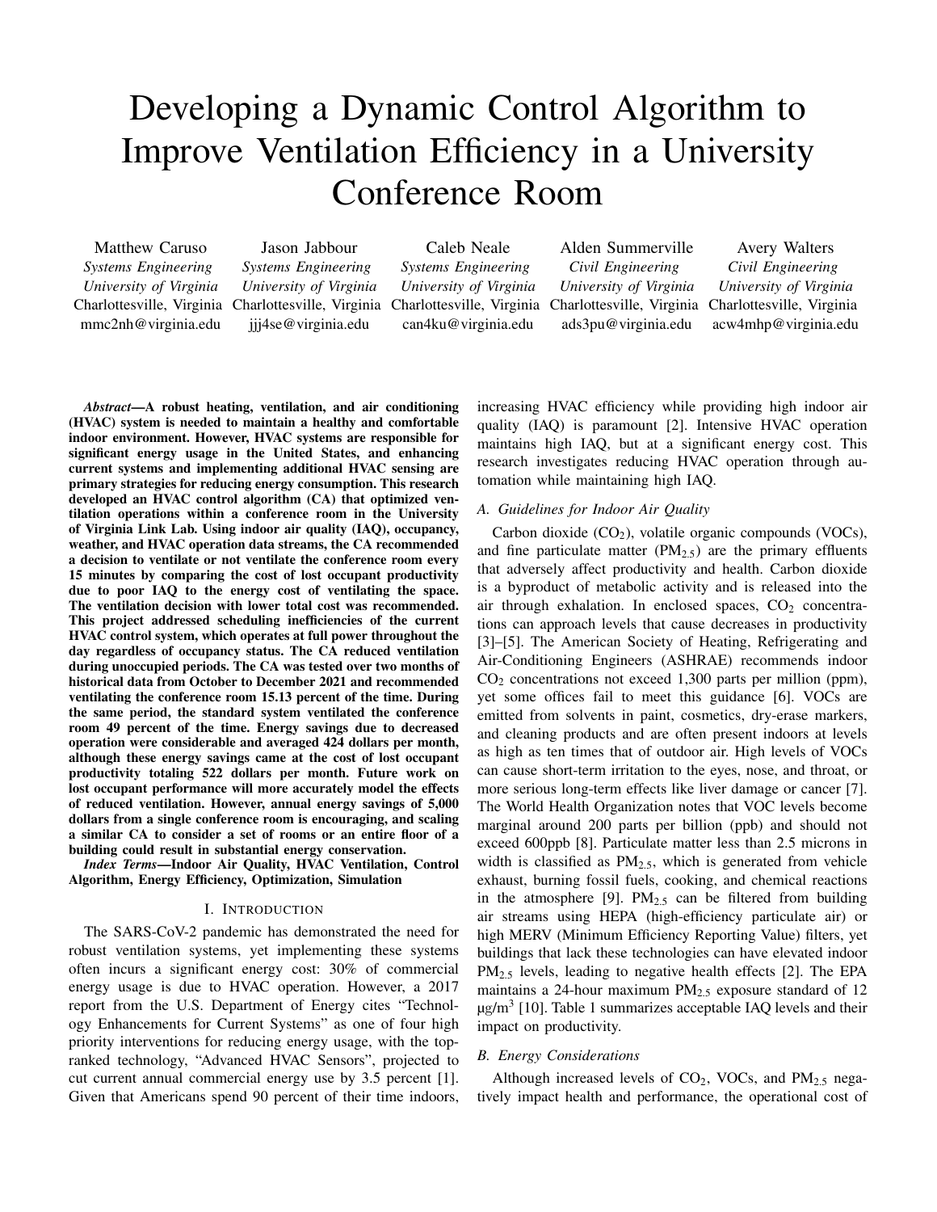# Developing a Dynamic Control Algorithm to Improve Ventilation Efficiency in a University Conference Room

Matthew Caruso
*Systems Engineering*
*University of Virginia*
Charlottesville, Virginia
mmc2nh@virginia.edu

Jason Jabbour
*Systems Engineering*
*University of Virginia*
Charlottesville, Virginia
jjj4se@virginia.edu

Caleb Neale
*Systems Engineering*
*University of Virginia*
Charlottesville, Virginia
can4ku@virginia.edu

Alden Summerville
*Civil Engineering*
*University of Virginia*
Charlottesville, Virginia
ads3pu@virginia.edu

Avery Walters
*Civil Engineering*
*University of Virginia*
Charlottesville, Virginia
acw4mhp@virginia.edu

***Abstract*—A robust heating, ventilation, and air conditioning (HVAC) system is needed to maintain a healthy and comfortable indoor environment. However, HVAC systems are responsible for significant energy usage in the United States, and enhancing current systems and implementing additional HVAC sensing are primary strategies for reducing energy consumption. This research developed an HVAC control algorithm (CA) that optimized ventilation operations within a conference room in the University of Virginia Link Lab. Using indoor air quality (IAQ), occupancy, weather, and HVAC operation data streams, the CA recommended a decision to ventilate or not ventilate the conference room every 15 minutes by comparing the cost of lost occupant productivity due to poor IAQ to the energy cost of ventilating the space. The ventilation decision with lower total cost was recommended. This project addressed scheduling inefficiencies of the current HVAC control system, which operates at full power throughout the day regardless of occupancy status. The CA reduced ventilation during unoccupied periods. The CA was tested over two months of historical data from October to December 2021 and recommended ventilating the conference room 15.13 percent of the time. During the same period, the standard system ventilated the conference room 49 percent of the time. Energy savings due to decreased operation were considerable and averaged 424 dollars per month, although these energy savings came at the cost of lost occupant productivity totaling 522 dollars per month. Future work on lost occupant performance will more accurately model the effects of reduced ventilation. However, annual energy savings of 5,000 dollars from a single conference room is encouraging, and scaling a similar CA to consider a set of rooms or an entire floor of a building could result in substantial energy conservation.**

***Index Terms*—Indoor Air Quality, HVAC Ventilation, Control Algorithm, Energy Efficiency, Optimization, Simulation**

## I. Introduction

The SARS-CoV-2 pandemic has demonstrated the need for robust ventilation systems, yet implementing these systems often incurs a significant energy cost: 30% of commercial energy usage is due to HVAC operation. However, a 2017 report from the U.S. Department of Energy cites "Technology Enhancements for Current Systems" as one of four high priority interventions for reducing energy usage, with the top-ranked technology, "Advanced HVAC Sensors", projected to cut current annual commercial energy use by 3.5 percent [1]. Given that Americans spend 90 percent of their time indoors, increasing HVAC efficiency while providing high indoor air quality (IAQ) is paramount [2]. Intensive HVAC operation maintains high IAQ, but at a significant energy cost. This research investigates reducing HVAC operation through automation while maintaining high IAQ.

### A. Guidelines for Indoor Air Quality

Carbon dioxide ($CO_2$), volatile organic compounds (VOCs), and fine particulate matter ($PM_{2.5}$) are the primary effluents that adversely affect productivity and health. Carbon dioxide is a byproduct of metabolic activity and is released into the air through exhalation. In enclosed spaces, $CO_2$ concentrations can approach levels that cause decreases in productivity [3]–[5]. The American Society of Heating, Refrigerating and Air-Conditioning Engineers (ASHRAE) recommends indoor $CO_2$ concentrations not exceed 1,300 parts per million (ppm), yet some offices fail to meet this guidance [6]. VOCs are emitted from solvents in paint, cosmetics, dry-erase markers, and cleaning products and are often present indoors at levels as high as ten times that of outdoor air. High levels of VOCs can cause short-term irritation to the eyes, nose, and throat, or more serious long-term effects like liver damage or cancer [7]. The World Health Organization notes that VOC levels become marginal around 200 parts per billion (ppb) and should not exceed 600ppb [8]. Particulate matter less than 2.5 microns in width is classified as $PM_{2.5}$, which is generated from vehicle exhaust, burning fossil fuels, cooking, and chemical reactions in the atmosphere [9]. $PM_{2.5}$ can be filtered from building air streams using HEPA (high-efficiency particulate air) or high MERV (Minimum Efficiency Reporting Value) filters, yet buildings that lack these technologies can have elevated indoor $PM_{2.5}$ levels, leading to negative health effects [2]. The EPA maintains a 24-hour maximum $PM_{2.5}$ exposure standard of 12 $\mu g/m^3$ [10]. Table 1 summarizes acceptable IAQ levels and their impact on productivity.

### B. Energy Considerations

Although increased levels of $CO_2$, VOCs, and $PM_{2.5}$ negatively impact health and performance, the operational cost of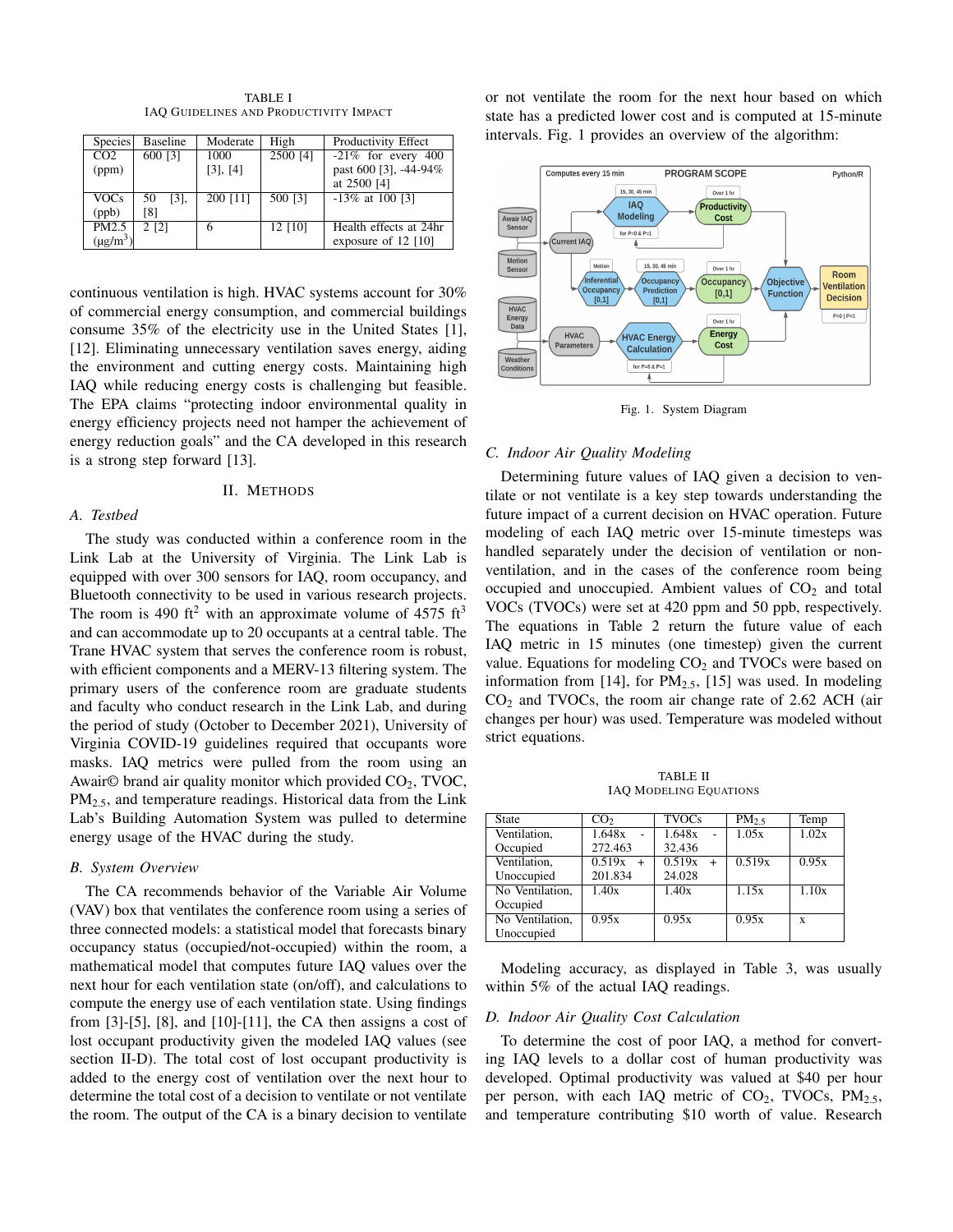TABLE I
IAQ Guidelines and Productivity Impact

| Species | Baseline | Moderate | High | Productivity Effect |
|---|---|---|---|---|
| CO2 (ppm) | 600 [3] | 1000 [3], [4] | 2500 [4] | -21% for every 400 past 600 [3], -44-94% at 2500 [4] |
| VOCs (ppb) | 50 [3], [8] | 200 [11] | 500 [3] | -13% at 100 [3] |
| PM2.5 ($\mu g/m^3$) | 2 [2] | 6 | 12 [10] | Health effects at 24hr exposure of 12 [10] |

continuous ventilation is high. HVAC systems account for 30% of commercial energy consumption, and commercial buildings consume 35% of the electricity use in the United States [1], [12]. Eliminating unnecessary ventilation saves energy, aiding the environment and cutting energy costs. Maintaining high IAQ while reducing energy costs is challenging but feasible. The EPA claims "protecting indoor environmental quality in energy efficiency projects need not hamper the achievement of energy reduction goals" and the CA developed in this research is a strong step forward [13].

## II. Methods

### A. Testbed

The study was conducted within a conference room in the Link Lab at the University of Virginia. The Link Lab is equipped with over 300 sensors for IAQ, room occupancy, and Bluetooth connectivity to be used in various research projects. The room is 490 $ft^2$ with an approximate volume of 4575 $ft^3$ and can accommodate up to 20 occupants at a central table. The Trane HVAC system that serves the conference room is robust, with efficient components and a MERV-13 filtering system. The primary users of the conference room are graduate students and faculty who conduct research in the Link Lab, and during the period of study (October to December 2021), University of Virginia COVID-19 guidelines required that occupants wore masks. IAQ metrics were pulled from the room using an Awair© brand air quality monitor which provided $CO_2$, TVOC, $PM_{2.5}$, and temperature readings. Historical data from the Link Lab's Building Automation System was pulled to determine energy usage of the HVAC during the study.

### B. System Overview

The CA recommends behavior of the Variable Air Volume (VAV) box that ventilates the conference room using a series of three connected models: a statistical model that forecasts binary occupancy status (occupied/not-occupied) within the room, a mathematical model that computes future IAQ values over the next hour for each ventilation state (on/off), and calculations to compute the energy use of each ventilation state. Using findings from [3]-[5], [8], and [10]-[11], the CA then assigns a cost of lost occupant productivity given the modeled IAQ values (see section II-D). The total cost of lost occupant productivity is added to the energy cost of ventilation over the next hour to determine the total cost of a decision to ventilate or not ventilate the room. The output of the CA is a binary decision to ventilate or not ventilate the room for the next hour based on which state has a predicted lower cost and is computed at 15-minute intervals. Fig. 1 provides an overview of the algorithm:

Fig. 1. System Diagram

### C. Indoor Air Quality Modeling

Determining future values of IAQ given a decision to ventilate or not ventilate is a key step towards understanding the future impact of a current decision on HVAC operation. Future modeling of each IAQ metric over 15-minute timesteps was handled separately under the decision of ventilation or non-ventilation, and in the cases of the conference room being occupied and unoccupied. Ambient values of $CO_2$ and total VOCs (TVOCs) were set at 420 ppm and 50 ppb, respectively. The equations in Table 2 return the future value of each IAQ metric in 15 minutes (one timestep) given the current value. Equations for modeling $CO_2$ and TVOCs were based on information from [14], for $PM_{2.5}$, [15] was used. In modeling $CO_2$ and TVOCs, the room air change rate of 2.62 ACH (air changes per hour) was used. Temperature was modeled without strict equations.

TABLE II
IAQ Modeling Equations

| State | $CO_2$ | TVOCs | $PM_{2.5}$ | Temp |
|---|---|---|---|---|
| Ventilation, Occupied | 1.648x - 272.463 | 1.648x - 32.436 | 1.05x | 1.02x |
| Ventilation, Unoccupied | 0.519x + 201.834 | 0.519x + 24.028 | 0.519x | 0.95x |
| No Ventilation, Occupied | 1.40x | 1.40x | 1.15x | 1.10x |
| No Ventilation, Unoccupied | 0.95x | 0.95x | 0.95x | x |

Modeling accuracy, as displayed in Table 3, was usually within 5% of the actual IAQ readings.

### D. Indoor Air Quality Cost Calculation

To determine the cost of poor IAQ, a method for converting IAQ levels to a dollar cost of human productivity was developed. Optimal productivity was valued at $40 per hour per person, with each IAQ metric of $CO_2$, TVOCs, $PM_{2.5}$, and temperature contributing $10 worth of value. Research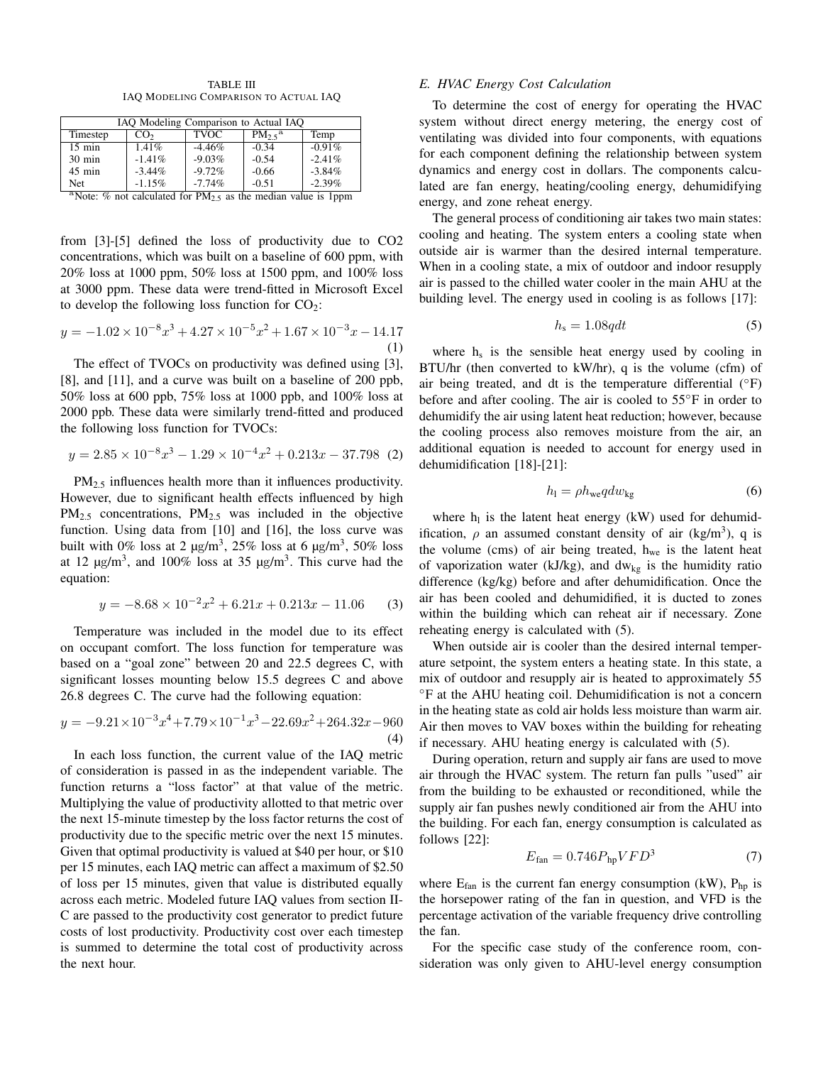TABLE III
IAQ Modeling Comparison to Actual IAQ

| IAQ Modeling Comparison to Actual IAQ | | | | |
|---|---|---|---|---|
| Timestep | $CO_2$ | TVOC | $PM_{2.5}$[a] | Temp |
| 15 min | 1.41% | -4.46% | -0.34 | -0.91% |
| 30 min | -1.41% | -9.03% | -0.54 | -2.41% |
| 45 min | -3.44% | -9.72% | -0.66 | -3.84% |
| Net | -1.15% | -7.74% | -0.51 | -2.39% |

[a]Note: % not calculated for $PM_{2.5}$ as the median value is 1ppm

from [3]-[5] defined the loss of productivity due to CO2 concentrations, which was built on a baseline of 600 ppm, with 20% loss at 1000 ppm, 50% loss at 1500 ppm, and 100% loss at 3000 ppm. These data were trend-fitted in Microsoft Excel to develop the following loss function for $CO_2$:

$$y = -1.02 \times 10^{-8}x^3 + 4.27 \times 10^{-5}x^2 + 1.67 \times 10^{-3}x - 14.17 \tag{1}$$

The effect of TVOCs on productivity was defined using [3], [8], and [11], and a curve was built on a baseline of 200 ppb, 50% loss at 600 ppb, 75% loss at 1000 ppb, and 100% loss at 2000 ppb. These data were similarly trend-fitted and produced the following loss function for TVOCs:

$$y = 2.85 \times 10^{-8}x^3 - 1.29 \times 10^{-4}x^2 + 0.213x - 37.798 \tag{2}$$

$PM_{2.5}$ influences health more than it influences productivity. However, due to significant health effects influenced by high $PM_{2.5}$ concentrations, $PM_{2.5}$ was included in the objective function. Using data from [10] and [16], the loss curve was built with 0% loss at 2 μg/m$^3$, 25% loss at 6 μg/m$^3$, 50% loss at 12 μg/m$^3$, and 100% loss at 35 μg/m$^3$. This curve had the equation:

$$y = -8.68 \times 10^{-2}x^2 + 6.21x + 0.213x - 11.06 \tag{3}$$

Temperature was included in the model due to its effect on occupant comfort. The loss function for temperature was based on a "goal zone" between 20 and 22.5 degrees C, with significant losses mounting below 15.5 degrees C and above 26.8 degrees C. The curve had the following equation:

$$y = -9.21\times10^{-3}x^4+7.79\times10^{-1}x^3-22.69x^2+264.32x-960 \tag{4}$$

In each loss function, the current value of the IAQ metric of consideration is passed in as the independent variable. The function returns a "loss factor" at that value of the metric. Multiplying the value of productivity allotted to that metric over the next 15-minute timestep by the loss factor returns the cost of productivity due to the specific metric over the next 15 minutes. Given that optimal productivity is valued at \$40 per hour, or \$10 per 15 minutes, each IAQ metric can affect a maximum of \$2.50 of loss per 15 minutes, given that value is distributed equally across each metric. Modeled future IAQ values from section II-C are passed to the productivity cost generator to predict future costs of lost productivity. Productivity cost over each timestep is summed to determine the total cost of productivity across the next hour.

### *E. HVAC Energy Cost Calculation*

To determine the cost of energy for operating the HVAC system without direct energy metering, the energy cost of ventilating was divided into four components, with equations for each component defining the relationship between system dynamics and energy cost in dollars. The components calculated are fan energy, heating/cooling energy, dehumidifying energy, and zone reheat energy.

The general process of conditioning air takes two main states: cooling and heating. The system enters a cooling state when outside air is warmer than the desired internal temperature. When in a cooling state, a mix of outdoor and indoor resupply air is passed to the chilled water cooler in the main AHU at the building level. The energy used in cooling is as follows [17]:

$$h_s = 1.08qdt \tag{5}$$

where $h_s$ is the sensible heat energy used by cooling in BTU/hr (then converted to kW/hr), q is the volume (cfm) of air being treated, and dt is the temperature differential (°F) before and after cooling. The air is cooled to 55°F in order to dehumidify the air using latent heat reduction; however, because the cooling process also removes moisture from the air, an additional equation is needed to account for energy used in dehumidification [18]-[21]:

$$h_l = \rho h_{we} q dw_{kg} \tag{6}$$

where $h_l$ is the latent heat energy (kW) used for dehumidification, $\rho$ an assumed constant density of air (kg/m$^3$), q is the volume (cms) of air being treated, $h_{we}$ is the latent heat of vaporization water (kJ/kg), and $dw_{kg}$ is the humidity ratio difference (kg/kg) before and after dehumidification. Once the air has been cooled and dehumidified, it is ducted to zones within the building which can reheat air if necessary. Zone reheating energy is calculated with (5).

When outside air is cooler than the desired internal temperature setpoint, the system enters a heating state. In this state, a mix of outdoor and resupply air is heated to approximately 55 °F at the AHU heating coil. Dehumidification is not a concern in the heating state as cold air holds less moisture than warm air. Air then moves to VAV boxes within the building for reheating if necessary. AHU heating energy is calculated with (5).

During operation, return and supply air fans are used to move air through the HVAC system. The return fan pulls "used" air from the building to be exhausted or reconditioned, while the supply air fan pushes newly conditioned air from the AHU into the building. For each fan, energy consumption is calculated as follows [22]:

$$E_{fan} = 0.746 P_{hp} VFD^3 \tag{7}$$

where $E_{fan}$ is the current fan energy consumption (kW), $P_{hp}$ is the horsepower rating of the fan in question, and VFD is the percentage activation of the variable frequency drive controlling the fan.

For the specific case study of the conference room, consideration was only given to AHU-level energy consumption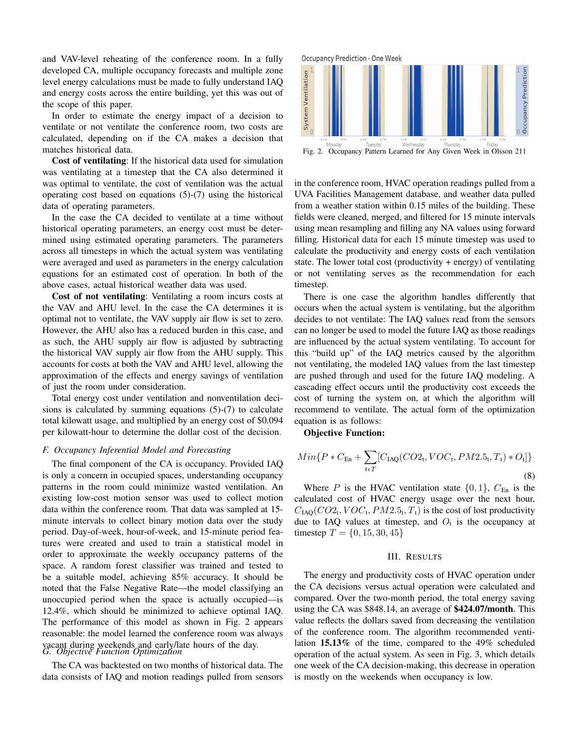and VAV-level reheating of the conference room. In a fully developed CA, multiple occupancy forecasts and multiple zone level energy calculations must be made to fully understand IAQ and energy costs across the entire building, yet this was out of the scope of this paper.

In order to estimate the energy impact of a decision to ventilate or not ventilate the conference room, two costs are calculated, depending on if the CA makes a decision that matches historical data.

**Cost of ventilating**: If the historical data used for simulation was ventilating at a timestep that the CA also determined it was optimal to ventilate, the cost of ventilation was the actual operating cost based on equations (5)-(7) using the historical data of operating parameters.

In the case the CA decided to ventilate at a time without historical operating parameters, an energy cost must be determined using estimated operating parameters. The parameters across all timesteps in which the actual system was ventilating were averaged and used as parameters in the energy calculation equations for an estimated cost of operation. In both of the above cases, actual historical weather data was used.

**Cost of not ventilating**: Ventilating a room incurs costs at the VAV and AHU level. In the case the CA determines it is optimal not to ventilate, the VAV supply air flow is set to zero. However, the AHU also has a reduced burden in this case, and as such, the AHU supply air flow is adjusted by subtracting the historical VAV supply air flow from the AHU supply. This accounts for costs at both the VAV and AHU level, allowing the approximation of the effects and energy savings of ventilation of just the room under consideration.

Total energy cost under ventilation and nonventilation decisions is calculated by summing equations (5)-(7) to calculate total kilowatt usage, and multiplied by an energy cost of $0.094 per kilowatt-hour to determine the dollar cost of the decision.

### *F. Occupancy Inferential Model and Forecasting*

The final component of the CA is occupancy. Provided IAQ is only a concern in occupied spaces, understanding occupancy patterns in the room could minimize wasted ventilation. An existing low-cost motion sensor was used to collect motion data within the conference room. That data was sampled at 15-minute intervals to collect binary motion data over the study period. Day-of-week, hour-of-week, and 15-minute period features were created and used to train a statistical model in order to approximate the weekly occupancy patterns of the space. A random forest classifier was trained and tested to be a suitable model, achieving 85% accuracy. It should be noted that the False Negative Rate—the model classifying an unoccupied period when the space is actually occupied—is 12.4%, which should be minimized to achieve optimal IAQ. The performance of this model as shown in Fig. 2 appears reasonable: the model learned the conference room was always vacant during weekends and early/late hours of the day.

### *G. Objective Function Optimization*

The CA was backtested on two months of historical data. The data consists of IAQ and motion readings pulled from sensors in the conference room, HVAC operation readings pulled from a UVA Facilities Management database, and weather data pulled from a weather station within 0.15 miles of the building. These fields were cleaned, merged, and filtered for 15 minute intervals using mean resampling and filling any NA values using forward filling. Historical data for each 15 minute timestep was used to calculate the productivity and energy costs of each ventilation state. The lower total cost (productivity + energy) of ventilating or not ventilating serves as the recommendation for each timestep.

Fig. 2. Occupancy Pattern Learned for Any Given Week in Olsson 211

There is one case the algorithm handles differently that occurs when the actual system is ventilating, but the algorithm decides to not ventilate: The IAQ values read from the sensors can no longer be used to model the future IAQ as those readings are influenced by the actual system ventilating. To account for this "build up" of the IAQ metrics caused by the algorithm not ventilating, the modeled IAQ values from the last timestep are pushed through and used for the future IAQ modeling. A cascading effect occurs until the productivity cost exceeds the cost of turning the system on, at which the algorithm will recommend to ventilate. The actual form of the optimization equation is as follows:

**Objective Function:**

$$Min\{P * C_{\text{En}} + \sum_{t \epsilon T} [C_{\text{IAQ}}(CO2_{\text{t}}, VOC_{\text{t}}, PM2.5_{\text{t}}, T_{\text{t}}) * O_{\text{t}}]\} \tag{8}$$

Where $P$ is the HVAC ventilation state $\{0, 1\}$, $C_{\text{En}}$ is the calculated cost of HVAC energy usage over the next hour, $C_{\text{IAQ}}(CO2_{\text{t}}, VOC_{\text{t}}, PM2.5_{\text{t}}, T_{\text{t}})$ is the cost of lost productivity due to IAQ values at timestep, and $O_{\text{t}}$ is the occupancy at timestep $T = \{0, 15, 30, 45\}$

## III. Results

The energy and productivity costs of HVAC operation under the CA decisions versus actual operation were calculated and compared. Over the two-month period, the total energy saving using the CA was $848.14, an average of **$424.07/month**. This value reflects the dollars saved from decreasing the ventilation of the conference room. The algorithm recommended ventilation **15.13%** of the time, compared to the 49% scheduled operation of the actual system. As seen in Fig. 3, which details one week of the CA decision-making, this decrease in operation is mostly on the weekends when occupancy is low.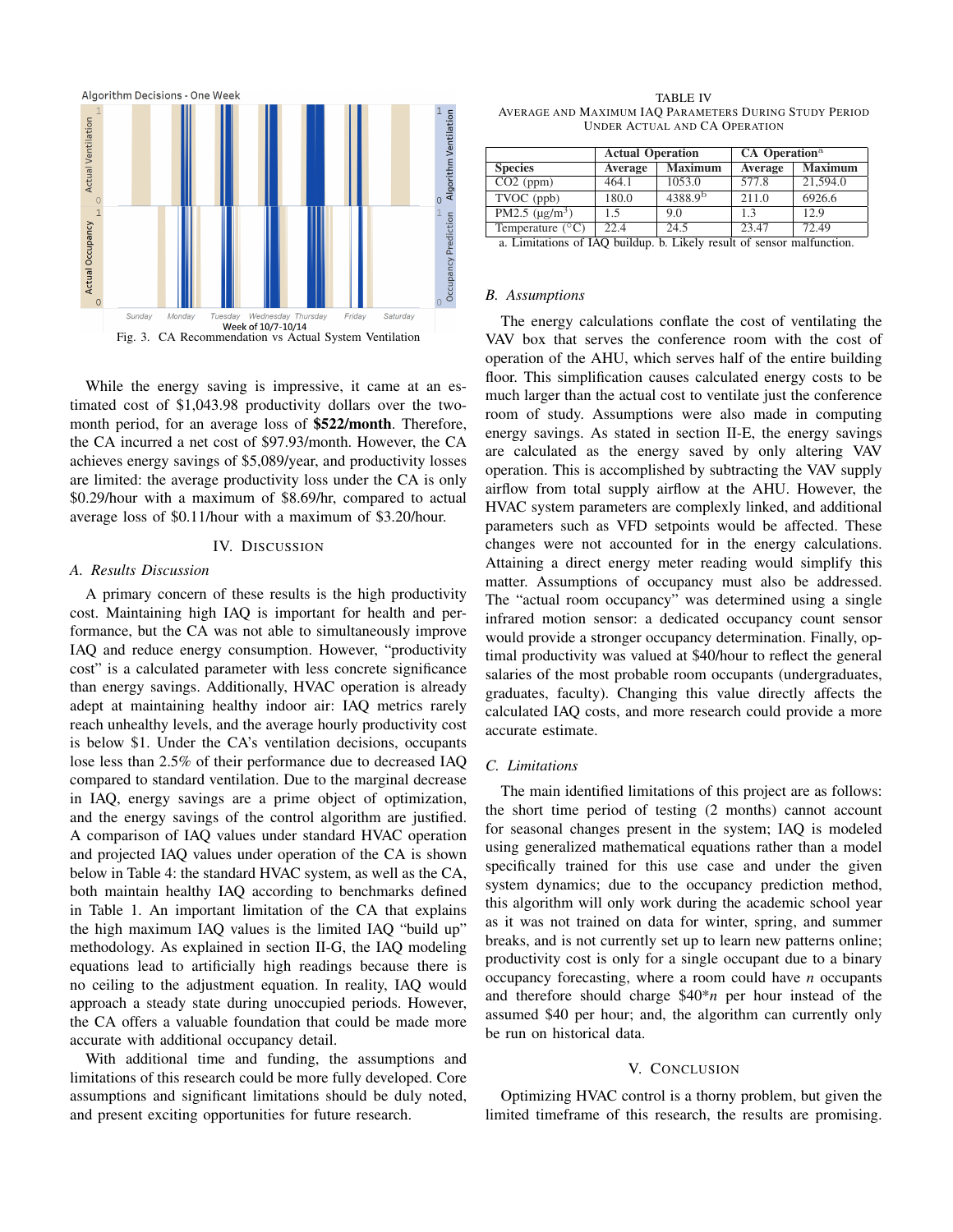Fig. 3. CA Recommendation vs Actual System Ventilation

While the energy saving is impressive, it came at an estimated cost of $1,043.98 productivity dollars over the two-month period, for an average loss of **$522/month**. Therefore, the CA incurred a net cost of $97.93/month. However, the CA achieves energy savings of $5,089/year, and productivity losses are limited: the average productivity loss under the CA is only $0.29/hour with a maximum of $8.69/hr, compared to actual average loss of $0.11/hour with a maximum of $3.20/hour.

## IV. Discussion

### A. Results Discussion

A primary concern of these results is the high productivity cost. Maintaining high IAQ is important for health and performance, but the CA was not able to simultaneously improve IAQ and reduce energy consumption. However, "productivity cost" is a calculated parameter with less concrete significance than energy savings. Additionally, HVAC operation is already adept at maintaining healthy indoor air: IAQ metrics rarely reach unhealthy levels, and the average hourly productivity cost is below $1. Under the CA's ventilation decisions, occupants lose less than 2.5% of their performance due to decreased IAQ compared to standard ventilation. Due to the marginal decrease in IAQ, energy savings are a prime object of optimization, and the energy savings of the control algorithm are justified. A comparison of IAQ values under standard HVAC operation and projected IAQ values under operation of the CA is shown below in Table 4: the standard HVAC system, as well as the CA, both maintain healthy IAQ according to benchmarks defined in Table 1. An important limitation of the CA that explains the high maximum IAQ values is the limited IAQ "build up" methodology. As explained in section II-G, the IAQ modeling equations lead to artificially high readings because there is no ceiling to the adjustment equation. In reality, IAQ would approach a steady state during unoccupied periods. However, the CA offers a valuable foundation that could be made more accurate with additional occupancy detail.

With additional time and funding, the assumptions and limitations of this research could be more fully developed. Core assumptions and significant limitations should be duly noted, and present exciting opportunities for future research.

TABLE IV
Average and Maximum IAQ Parameters During Study Period Under Actual and CA Operation

| | Actual Operation | | CA Operation[a] | |
|---|---|---|---|---|
| Species | Average | Maximum | Average | Maximum |
| $CO_2$ (ppm) | 464.1 | 1053.0 | 577.8 | 21,594.0 |
| TVOC (ppb) | 180.0 | 4388.9[b] | 211.0 | 6926.6 |
| PM2.5 (μg/m$^3$) | 1.5 | 9.0 | 1.3 | 12.9 |
| Temperature (°C) | 22.4 | 24.5 | 23.47 | 72.49 |

a. Limitations of IAQ buildup. b. Likely result of sensor malfunction.

### B. Assumptions

The energy calculations conflate the cost of ventilating the VAV box that serves the conference room with the cost of operation of the AHU, which serves half of the entire building floor. This simplification causes calculated energy costs to be much larger than the actual cost to ventilate just the conference room of study. Assumptions were also made in computing energy savings. As stated in section II-E, the energy savings are calculated as the energy saved by only altering VAV operation. This is accomplished by subtracting the VAV supply airflow from total supply airflow at the AHU. However, the HVAC system parameters are complexly linked, and additional parameters such as VFD setpoints would be affected. These changes were not accounted for in the energy calculations. Attaining a direct energy meter reading would simplify this matter. Assumptions of occupancy must also be addressed. The "actual room occupancy" was determined using a single infrared motion sensor: a dedicated occupancy count sensor would provide a stronger occupancy determination. Finally, optimal productivity was valued at $40/hour to reflect the general salaries of the most probable room occupants (undergraduates, graduates, faculty). Changing this value directly affects the calculated IAQ costs, and more research could provide a more accurate estimate.

### C. Limitations

The main identified limitations of this project are as follows: the short time period of testing (2 months) cannot account for seasonal changes present in the system; IAQ is modeled using generalized mathematical equations rather than a model specifically trained for this use case and under the given system dynamics; due to the occupancy prediction method, this algorithm will only work during the academic school year as it was not trained on data for winter, spring, and summer breaks, and is not currently set up to learn new patterns online; productivity cost is only for a single occupant due to a binary occupancy forecasting, where a room could have $n$ occupants and therefore should charge $40*$n$ per hour instead of the assumed $40 per hour; and, the algorithm can currently only be run on historical data.

## V. Conclusion

Optimizing HVAC control is a thorny problem, but given the limited timeframe of this research, the results are promising.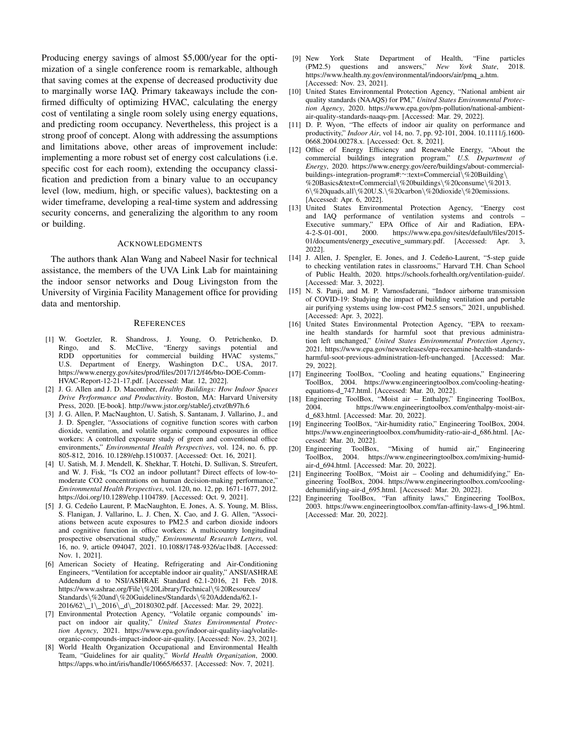Producing energy savings of almost $5,000/year for the optimization of a single conference room is remarkable, although that saving comes at the expense of decreased productivity due to marginally worse IAQ. Primary takeaways include the confirmed difficulty of optimizing HVAC, calculating the energy cost of ventilating a single room solely using energy equations, and predicting room occupancy. Nevertheless, this project is a strong proof of concept. Along with addressing the assumptions and limitations above, other areas of improvement include: implementing a more robust set of energy cost calculations (i.e. specific cost for each room), extending the occupancy classification and prediction from a binary value to an occupancy level (low, medium, high, or specific values), backtesting on a wider timeframe, developing a real-time system and addressing security concerns, and generalizing the algorithm to any room or building.

## Acknowledgments

The authors thank Alan Wang and Nabeel Nasir for technical assistance, the members of the UVA Link Lab for maintaining the indoor sensor networks and Doug Livingston from the University of Virginia Facility Management office for providing data and mentorship.

## References

[1] W. Goetzler, R. Shandross, J. Young, O. Petrichenko, D. Ringo, and S. McClive, "Energy savings potential and RDD opportunities for commercial building HVAC systems," U.S. Department of Energy, Washington D.C., USA, 2017. https://www.energy.gov/sites/prod/files/2017/12/f46/bto-DOE-Comm-HVAC-Report-12-21-17.pdf. [Accessed: Mar. 12, 2022].

[2] J. G. Allen and J. D. Macomber, *Healthy Buildings: How Indoor Spaces Drive Performance and Productivity*. Boston, MA: Harvard University Press, 2020. [E-book]. http://www.jstor.org/stable/j.ctvz0h97h.6

[3] J. G. Allen, P. MacNaughton, U. Satish, S. Santanam, J. Vallarino, J., and J. D. Spengler, "Associations of cognitive function scores with carbon dioxide, ventilation, and volatile organic compound exposures in office workers: A controlled exposure study of green and conventional office environments," *Environmental Health Perspectives*, vol. 124, no. 6, pp. 805-812, 2016. 10.1289/ehp.1510037. [Accessed: Oct. 16, 2021].

[4] U. Satish, M. J. Mendell, K. Shekhar, T. Hotchi, D. Sullivan, S. Streufert, and W. J. Fisk, "Is CO2 an indoor pollutant? Direct effects of low-to-moderate CO2 concentrations on human decision-making performance," *Environmental Health Perspectives*, vol. 120, no. 12, pp. 1671-1677, 2012. https://doi.org/10.1289/ehp.1104789. [Accessed: Oct. 9, 2021].

[5] J. G. Cedeño Laurent, P. MacNaughton, E. Jones, A. S. Young, M. Bliss, S. Flanigan, J. Vallarino, L. J. Chen, X. Cao, and J. G. Allen, "Associations between acute exposures to PM2.5 and carbon dioxide indoors and cognitive function in office workers: A multicountry longitudinal prospective observational study," *Environmental Research Letters*, vol. 16, no. 9, article 094047, 2021. 10.1088/1748-9326/ac1bd8. [Accessed: Nov. 1, 2021].

[6] American Society of Heating, Refrigerating and Air-Conditioning Engineers, "Ventilation for acceptable indoor air quality," ANSI/ASHRAE Addendum d to NSI/ASHRAE Standard 62.1-2016, 21 Feb. 2018. https://www.ashrae.org/File\%20Library/Technical\%20Resources/Standards\%20and\%20Guidelines/Standards\%20Addenda/62.1-2016/62\_1\_2016\_d\_20180302.pdf. [Accessed: Mar. 29, 2022].

[7] Environmental Protection Agency, "Volatile organic compounds' impact on indoor air quality," *United States Environmental Protection Agency*, 2021. https://www.epa.gov/indoor-air-quality-iaq/volatile-organic-compounds-impact-indoor-air-quality. [Accessed: Nov. 23, 2021].

[8] World Health Organization Occupational and Environmental Health Team, "Guidelines for air quality," *World Health Organization*, 2000. https://apps.who.int/iris/handle/10665/66537. [Accessed: Nov. 7, 2021].

[9] New York State Department of Health, "Fine particles (PM2.5) questions and answers," *New York State*, 2018. https://www.health.ny.gov/environmental/indoors/air/pmq_a.htm. [Accessed: Nov. 23, 2021].

[10] United States Environmental Protection Agency, "National ambient air quality standards (NAAQS) for PM," *United States Environmental Protection Agency*, 2020. https://www.epa.gov/pm-pollution/national-ambient-air-quality-standards-naaqs-pm. [Accessed: Mar. 29, 2022].

[11] D. P. Wyon, "The effects of indoor air quality on performance and productivity," *Indoor Air*, vol 14, no. 7, pp. 92-101, 2004. 10.1111/j.1600-0668.2004.00278.x. [Accessed: Oct. 8, 2021].

[12] Office of Energy Efficiency and Renewable Energy, "About the commercial buildings integration program," *U.S. Department of Energy*, 2020. https://www.energy.gov/eere/buildings/about-commercial-buildings-integration-program#:~:text=Commercial\%20Building\%20Basics&text=Commercial\%20buildings\%20consume\%2013.6\%20quads,all\%20U.S.\%20carbon\%20dioxide\%20emissions. [Accessed: Apr. 6, 2022].

[13] United States Environmental Protection Agency, "Energy cost and IAQ performance of ventilation systems and controls – Executive summary," EPA Office of Air and Radiation, EPA-4-2-S-01-001, 2000. https://www.epa.gov/sites/default/files/2015-01/documents/energy_executive_summary.pdf. [Accessed: Apr. 3, 2022].

[14] J. Allen, J. Spengler, E. Jones, and J. Cedeño-Laurent, "5-step guide to checking ventilation rates in classrooms," Harvard T.H. Chan School of Public Health, 2020. https://schools.forhealth.org/ventilation-guide/. [Accessed: Mar. 3, 2022].

[15] N. S. Panji, and M. P. Varnosfaderani, "Indoor airborne transmission of COVID-19: Studying the impact of building ventilation and portable air purifying systems using low-cost PM2.5 sensors," 2021, unpublished. [Accessed: Apr. 3, 2022].

[16] United States Environmental Protection Agency, "EPA to reexamine health standards for harmful soot that previous administration left unchanged," *United States Environmental Protection Agency*, 2021. https://www.epa.gov/newsreleases/epa-reexamine-health-standards-harmful-soot-previous-administration-left-unchanged. [Accessed: Mar. 29, 2022].

[17] Engineering ToolBox, "Cooling and heating equations," Engineering ToolBox, 2004. https://www.engineeringtoolbox.com/cooling-heating-equations-d_747.html. [Accessed: Mar. 20, 2022].

[18] Engineering ToolBox, "Moist air – Enthalpy," Engineering ToolBox, 2004. https://www.engineeringtoolbox.com/enthalpy-moist-air-d_683.html. [Accessed: Mar. 20, 2022].

[19] Engineering ToolBox, "Air-humidity ratio," Engineering ToolBox, 2004. https://www.engineeringtoolbox.com/humidity-ratio-air-d_686.html. [Accessed: Mar. 20, 2022].

[20] Engineering ToolBox, "Mixing of humid air," Engineering ToolBox, 2004. https://www.engineeringtoolbox.com/mixing-humid-air-d_694.html. [Accessed: Mar. 20, 2022].

[21] Engineering ToolBox, "Moist air – Cooling and dehumidifying," Engineering ToolBox, 2004. https://www.engineeringtoolbox.com/cooling-dehumidifying-air-d_695.html. [Accessed: Mar. 20, 2022].

[22] Engineering ToolBox, "Fan affinity laws," Engineering ToolBox, 2003. https://www.engineeringtoolbox.com/fan-affinity-laws-d_196.html. [Accessed: Mar. 20, 2022].